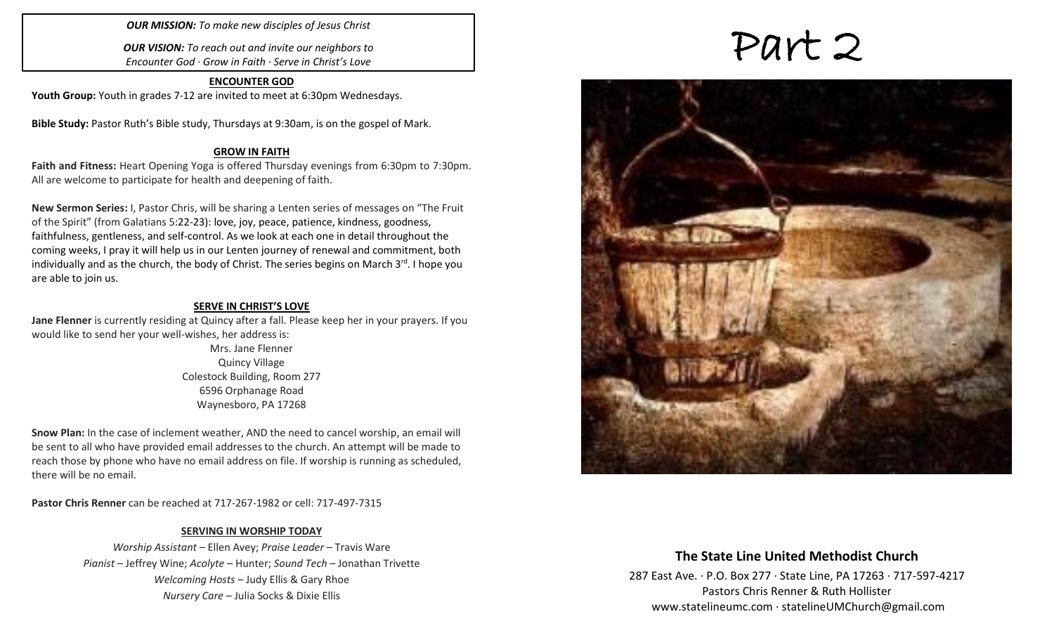***OUR MISSION:*** *To make new disciples of Jesus Christ*

***OUR VISION:*** *To reach out and invite our neighbors to Encounter God · Grow in Faith · Serve in Christ's Love*

## ENCOUNTER GOD

**Youth Group:** Youth in grades 7-12 are invited to meet at 6:30pm Wednesdays.

**Bible Study:** Pastor Ruth's Bible study, Thursdays at 9:30am, is on the gospel of Mark.

## GROW IN FAITH

**Faith and Fitness:** Heart Opening Yoga is offered Thursday evenings from 6:30pm to 7:30pm. All are welcome to participate for health and deepening of faith.

**New Sermon Series:** I, Pastor Chris, will be sharing a Lenten series of messages on "The Fruit of the Spirit" (from Galatians 5:22-23): love, joy, peace, patience, kindness, goodness, faithfulness, gentleness, and self-control. As we look at each one in detail throughout the coming weeks, I pray it will help us in our Lenten journey of renewal and commitment, both individually and as the church, the body of Christ. The series begins on March 3rd. I hope you are able to join us.

## SERVE IN CHRIST'S LOVE

**Jane Flenner** is currently residing at Quincy after a fall. Please keep her in your prayers. If you would like to send her your well-wishes, her address is:

Mrs. Jane Flenner
Quincy Village
Colestock Building, Room 277
6596 Orphanage Road
Waynesboro, PA 17268

**Snow Plan:** In the case of inclement weather, AND the need to cancel worship, an email will be sent to all who have provided email addresses to the church. An attempt will be made to reach those by phone who have no email address on file. If worship is running as scheduled, there will be no email.

**Pastor Chris Renner** can be reached at 717-267-1982 or cell: 717-497-7315

## SERVING IN WORSHIP TODAY

*Worship Assistant* – Ellen Avey; *Praise Leader* – Travis Ware
*Pianist* – Jeffrey Wine; *Acolyte* – Hunter; *Sound Tech* – Jonathan Trivette
*Welcoming Hosts* – Judy Ellis & Gary Rhoe
*Nursery Care* – Julia Socks & Dixie Ellis

# Part 2

## The State Line United Methodist Church

287 East Ave. · P.O. Box 277 · State Line, PA 17263 · 717-597-4217
Pastors Chris Renner & Ruth Hollister
www.statelineumc.com · statelineUMChurch@gmail.com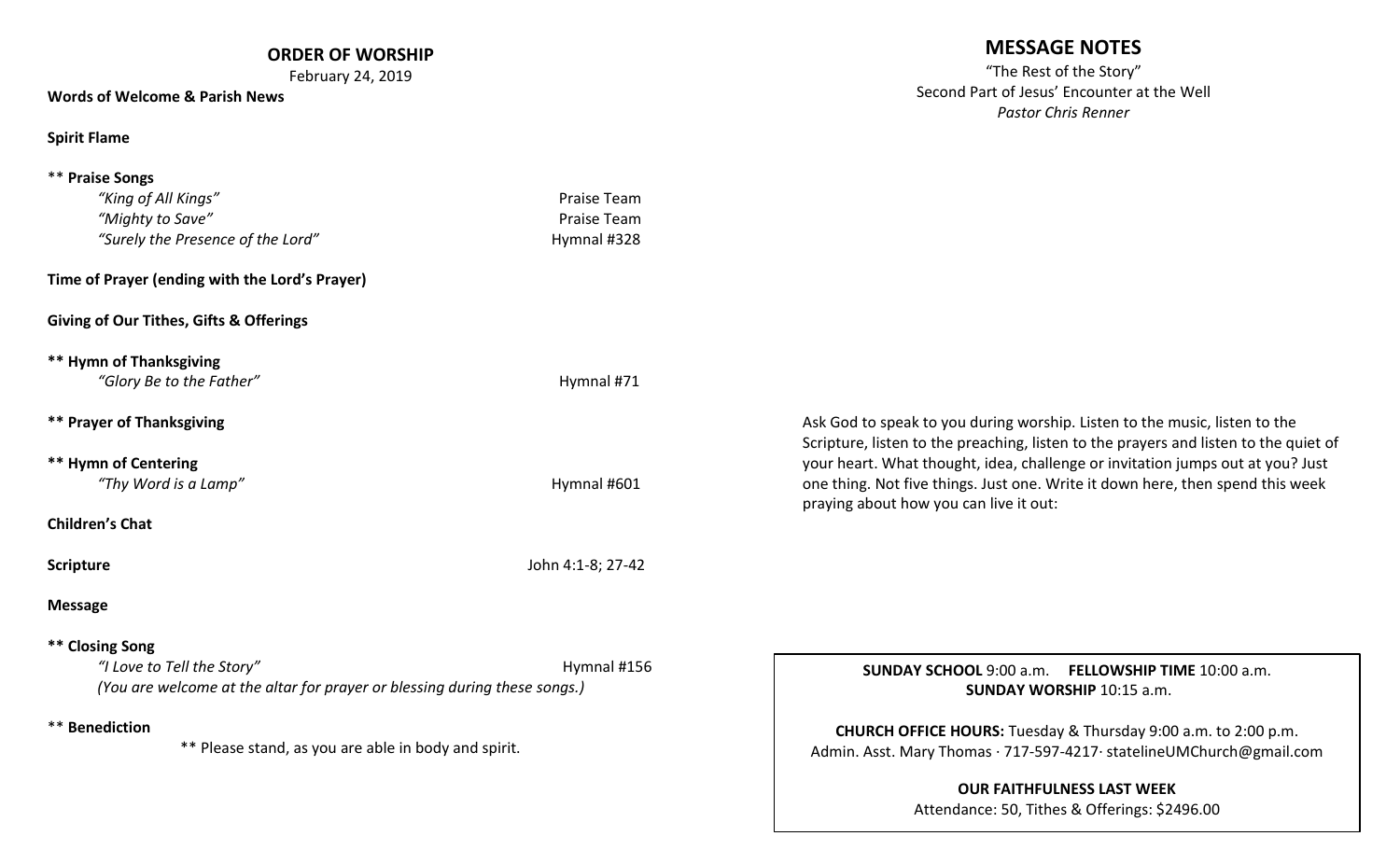## ORDER OF WORSHIP

February 24, 2019

**Words of Welcome & Parish News**

**Spirit Flame**

** **Praise Songs**

*"King of All Kings"* — Praise Team

*"Mighty to Save"* — Praise Team

*"Surely the Presence of the Lord"* — Hymnal #328

**Time of Prayer (ending with the Lord's Prayer)**

**Giving of Our Tithes, Gifts & Offerings**

** **Hymn of Thanksgiving**

*"Glory Be to the Father"* — Hymnal #71

** **Prayer of Thanksgiving**

** **Hymn of Centering**

*"Thy Word is a Lamp"* — Hymnal #601

**Children's Chat**

**Scripture** — John 4:1-8; 27-42

**Message**

** **Closing Song**

*"I Love to Tell the Story"* — Hymnal #156

*(You are welcome at the altar for prayer or blessing during these songs.)*

** **Benediction**

** Please stand, as you are able in body and spirit.

## MESSAGE NOTES

"The Rest of the Story"
Second Part of Jesus' Encounter at the Well
*Pastor Chris Renner*

Ask God to speak to you during worship. Listen to the music, listen to the Scripture, listen to the preaching, listen to the prayers and listen to the quiet of your heart. What thought, idea, challenge or invitation jumps out at you? Just one thing. Not five things. Just one. Write it down here, then spend this week praying about how you can live it out:

**SUNDAY SCHOOL** 9:00 a.m. **FELLOWSHIP TIME** 10:00 a.m.
**SUNDAY WORSHIP** 10:15 a.m.

**CHURCH OFFICE HOURS:** Tuesday & Thursday 9:00 a.m. to 2:00 p.m.
Admin. Asst. Mary Thomas · 717-597-4217· statelineUMChurch@gmail.com

**OUR FAITHFULNESS LAST WEEK**
Attendance: 50, Tithes & Offerings: $2496.00